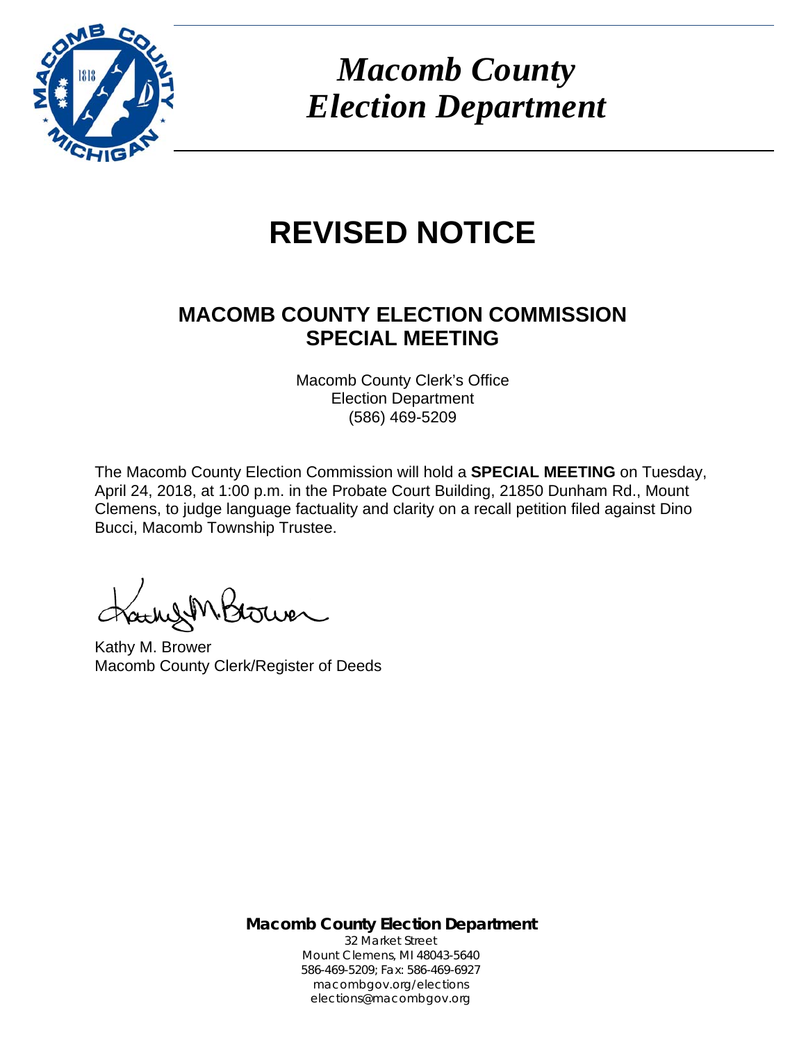# *Macomb County Election Department*

# REVISED NOTICE

## MACOMB COUNTY ELECTION COMMISSION SPECIAL MEETING

Macomb County Clerk's Office
Election Department
(586) 469-5209

The Macomb County Election Commission will hold a **SPECIAL MEETING** on Tuesday, April 24, 2018, at 1:00 p.m. in the Probate Court Building, 21850 Dunham Rd., Mount Clemens, to judge language factuality and clarity on a recall petition filed against Dino Bucci, Macomb Township Trustee.

Kathy M. Brower
Macomb County Clerk/Register of Deeds

**Macomb County Election Department**
32 Market Street
Mount Clemens, MI 48043-5640
586-469-5209; Fax: 586-469-6927
macombgov.org/elections
elections@macombgov.org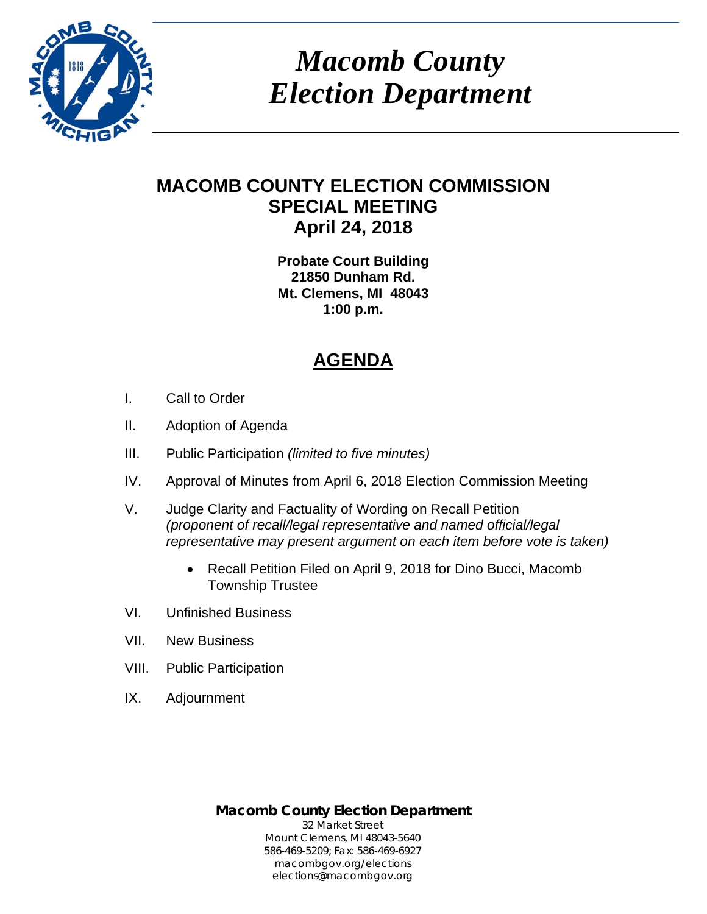# *Macomb County Election Department*

## MACOMB COUNTY ELECTION COMMISSION SPECIAL MEETING April 24, 2018

**Probate Court Building**
**21850 Dunham Rd.**
**Mt. Clemens, MI 48043**
**1:00 p.m.**

## AGENDA

I. Call to Order

II. Adoption of Agenda

III. Public Participation *(limited to five minutes)*

IV. Approval of Minutes from April 6, 2018 Election Commission Meeting

V. Judge Clarity and Factuality of Wording on Recall Petition *(proponent of recall/legal representative and named official/legal representative may present argument on each item before vote is taken)*

- Recall Petition Filed on April 9, 2018 for Dino Bucci, Macomb Township Trustee

VI. Unfinished Business

VII. New Business

VIII. Public Participation

IX. Adjournment

**Macomb County Election Department**
32 Market Street
Mount Clemens, MI 48043-5640
586-469-5209; Fax: 586-469-6927
macombgov.org/elections
elections@macombgov.org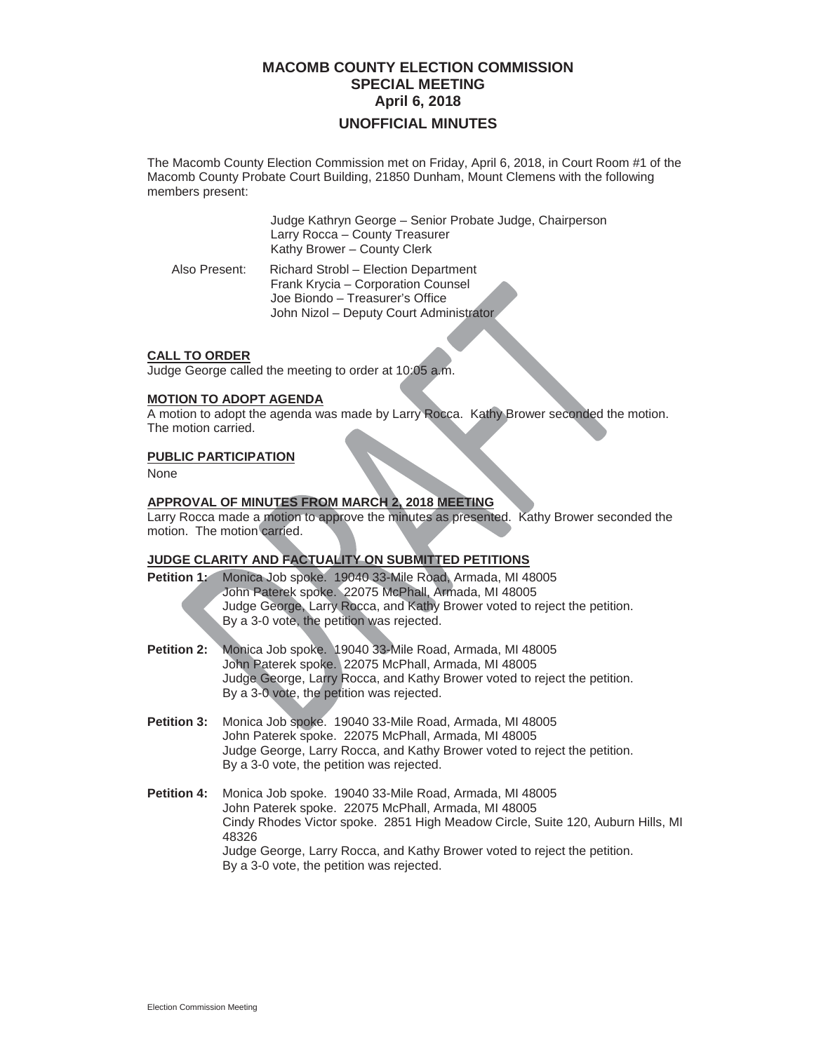# MACOMB COUNTY ELECTION COMMISSION
## SPECIAL MEETING
## April 6, 2018

## UNOFFICIAL MINUTES

The Macomb County Election Commission met on Friday, April 6, 2018, in Court Room #1 of the Macomb County Probate Court Building, 21850 Dunham, Mount Clemens with the following members present:

Judge Kathryn George – Senior Probate Judge, Chairperson
Larry Rocca – County Treasurer
Kathy Brower – County Clerk

Also Present:
Richard Strobl – Election Department
Frank Krycia – Corporation Counsel
Joe Biondo – Treasurer's Office
John Nizol – Deputy Court Administrator

**CALL TO ORDER**

Judge George called the meeting to order at 10:05 a.m.

**MOTION TO ADOPT AGENDA**

A motion to adopt the agenda was made by Larry Rocca. Kathy Brower seconded the motion. The motion carried.

**PUBLIC PARTICIPATION**

None

**APPROVAL OF MINUTES FROM MARCH 2, 2018 MEETING**

Larry Rocca made a motion to approve the minutes as presented. Kathy Brower seconded the motion. The motion carried.

**JUDGE CLARITY AND FACTUALITY ON SUBMITTED PETITIONS**

**Petition 1:** Monica Job spoke. 19040 33-Mile Road, Armada, MI 48005
John Paterek spoke. 22075 McPhall, Armada, MI 48005
Judge George, Larry Rocca, and Kathy Brower voted to reject the petition.
By a 3-0 vote, the petition was rejected.

**Petition 2:** Monica Job spoke. 19040 33-Mile Road, Armada, MI 48005
John Paterek spoke. 22075 McPhall, Armada, MI 48005
Judge George, Larry Rocca, and Kathy Brower voted to reject the petition.
By a 3-0 vote, the petition was rejected.

**Petition 3:** Monica Job spoke. 19040 33-Mile Road, Armada, MI 48005
John Paterek spoke. 22075 McPhall, Armada, MI 48005
Judge George, Larry Rocca, and Kathy Brower voted to reject the petition.
By a 3-0 vote, the petition was rejected.

**Petition 4:** Monica Job spoke. 19040 33-Mile Road, Armada, MI 48005
John Paterek spoke. 22075 McPhall, Armada, MI 48005
Cindy Rhodes Victor spoke. 2851 High Meadow Circle, Suite 120, Auburn Hills, MI 48326
Judge George, Larry Rocca, and Kathy Brower voted to reject the petition.
By a 3-0 vote, the petition was rejected.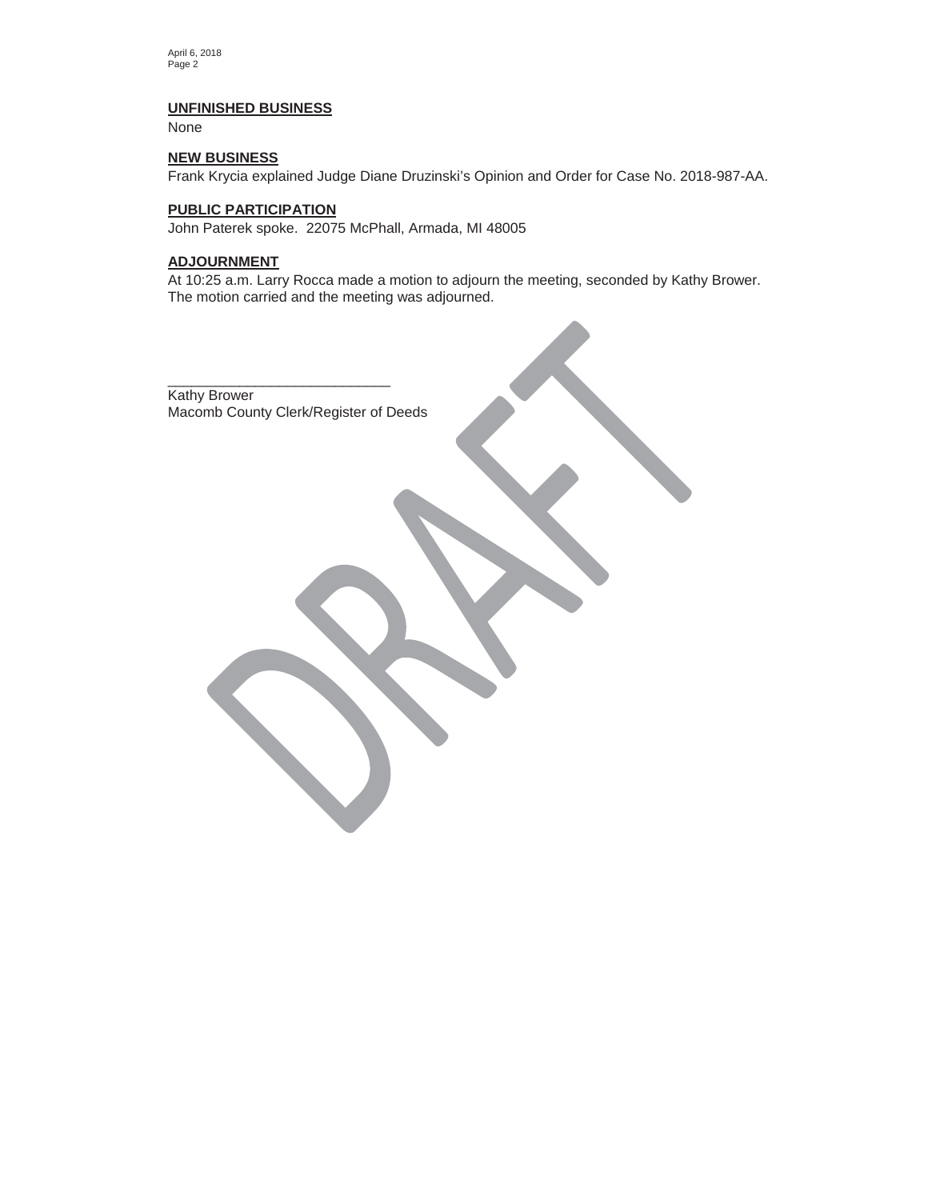**UNFINISHED BUSINESS**

None

**NEW BUSINESS**

Frank Krycia explained Judge Diane Druzinski's Opinion and Order for Case No. 2018-987-AA.

**PUBLIC PARTICIPATION**

John Paterek spoke. 22075 McPhall, Armada, MI 48005

**ADJOURNMENT**

At 10:25 a.m. Larry Rocca made a motion to adjourn the meeting, seconded by Kathy Brower. The motion carried and the meeting was adjourned.

\_\_\_\_\_\_\_\_\_\_\_\_\_\_\_\_\_\_\_\_\_\_\_\_\_\_\_\_\_

Kathy Brower
Macomb County Clerk/Register of Deeds

DRAFT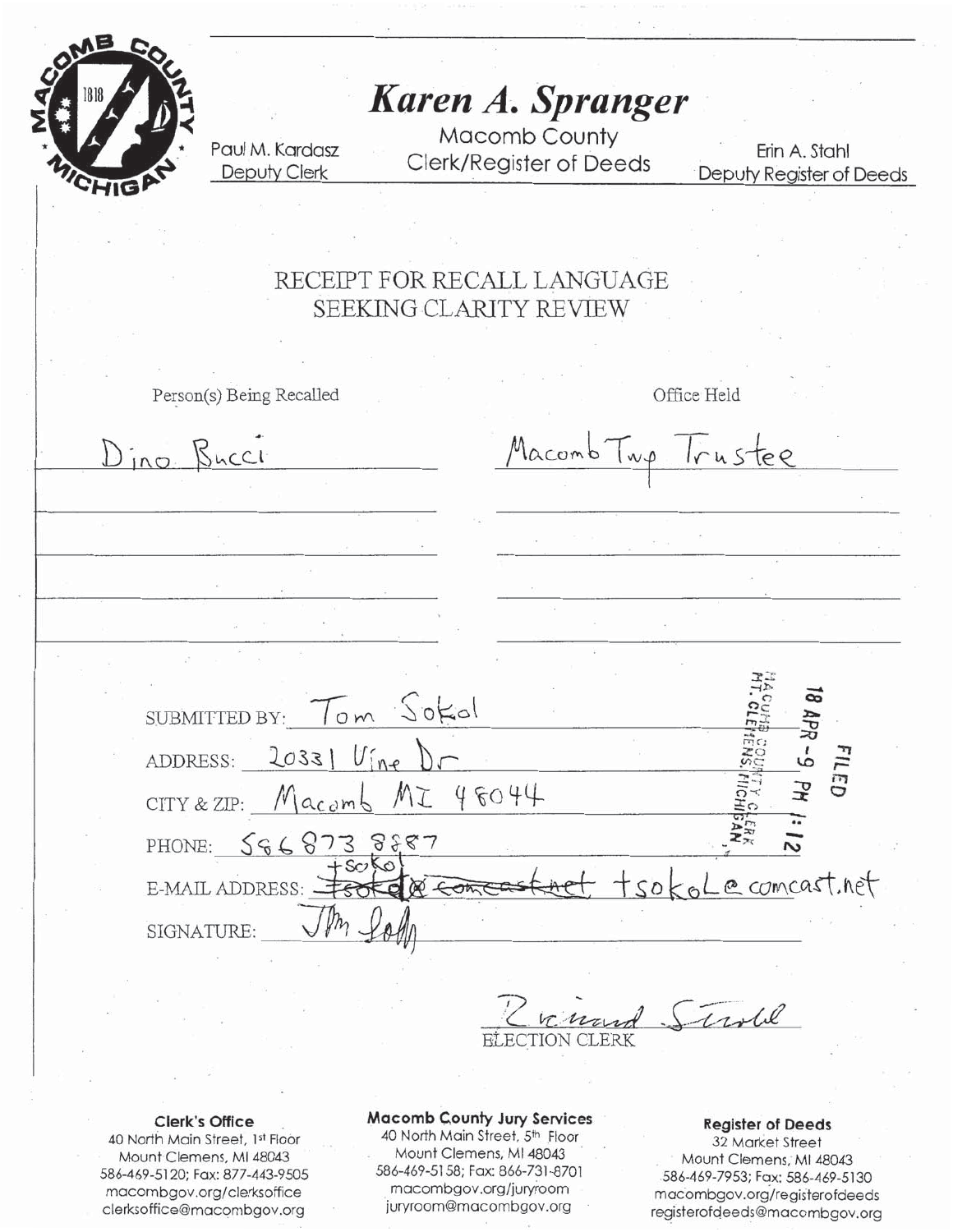# Karen A. Spranger

Macomb County
Clerk/Register of Deeds

Paul M. Kardasz
Deputy Clerk

Erin A. Stahl
Deputy Register of Deeds

## RECEIPT FOR RECALL LANGUAGE SEEKING CLARITY REVIEW

| Person(s) Being Recalled | Office Held |
| --- | --- |
| Dino Bucci | Macomb Twp Trustee |
| | |
| | |
| | |
| | |

FILED
18 APR -9 PM 1:12
MACOMB COUNTY CLERK
MT. CLEMENS, MICHIGAN

SUBMITTED BY: Tom Sokol

ADDRESS: 20331 Vine Dr

CITY & ZIP: Macomb MI 48044

PHONE: 586 873 8887

E-MAIL ADDRESS: ~~tsokol@comcast.net~~ tsokol@comcast.net

SIGNATURE: Tom Sokol

Richard Strobel
ELECTION CLERK

**Clerk's Office**
40 North Main Street, 1st Floor
Mount Clemens, MI 48043
586-469-5120; Fax: 877-443-9505
macombgov.org/clerksoffice
clerksoffice@macombgov.org

**Macomb County Jury Services**
40 North Main Street, 5th Floor
Mount Clemens, MI 48043
586-469-5158; Fax: 866-731-8701
macombgov.org/juryroom
juryroom@macombgov.org

**Register of Deeds**
32 Market Street
Mount Clemens, MI 48043
586-469-7953; Fax: 586-469-5130
macombgov.org/registerofdeeds
registerofdeeds@macombgov.org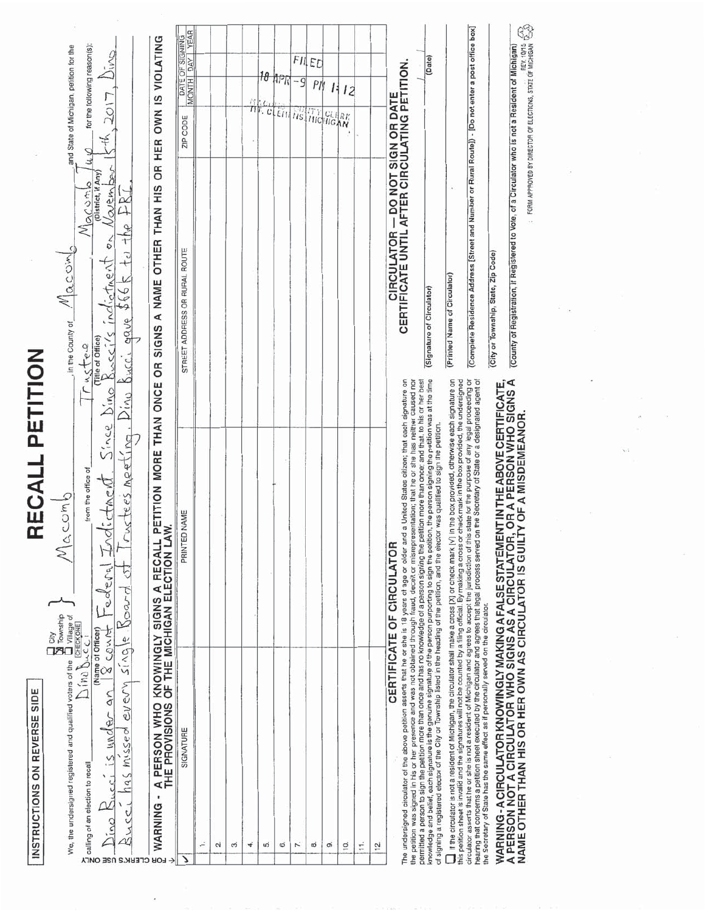INSTRUCTIONS ON REVERSE SIDE

# RECALL PETITION

We, the undersigned registered and qualified voters of the ☐ City ☒ Township ☐ Village of (CHECK ONE) Macomb, in the County of Macomb and State of Michigan, petition for the calling of an election to recall Dino Bucci (Name of Officer) from the office of Trustee (Title of Office) Macomb Twp (District, if Any) for the following reason(s): Dino Bucci is under an 18 count Federal Indictment. Since Dino Bucci's indictment on November 15th, 2017, Dino Bucci has missed every single Board of Trustees meeting. Dino Bucci gave $66k to the FBI.

FOR CLERK'S USE ONLY

**WARNING - A PERSON WHO KNOWINGLY SIGNS A RECALL PETITION MORE THAN ONCE OR SIGNS A NAME OTHER THAN HIS OR HER OWN IS VIOLATING THE PROVISIONS OF THE MICHIGAN ELECTION LAW.**

| ✓ | | SIGNATURE | PRINTED NAME | STREET ADDRESS OR RURAL ROUTE | ZIP CODE | DATE OF SIGNING MONTH | DAY | YEAR |
|---|---|---|---|---|---|---|---|---|
| | 1. | | | | | | | |
| | 2. | | | | | | | |
| | 3. | | | | | | | |
| | 4. | | | | | | | |
| | 5. | | | | | | | |
| | 6. | | | | | | | |
| | 7. | | | | | | | |
| | 8. | | | | | | | |
| | 9. | | | | | | | |
| | 10. | | | | | | | |
| | 11. | | | | | | | |
| | 12. | | | | | | | |

FILED
18 APR -9 PM 1:12
MACOMB COUNTY CLERK
MT. CLEMENS, MICHIGAN

## CERTIFICATE OF CIRCULATOR

The undersigned circulator of the above petition asserts that he or she is 18 years of age or older and a United States citizen; that each signature on the petition was signed in his or her presence and was not obtained through fraud, deceit or misrepresentation; that he or she has neither caused nor permitted a person to sign the petition more than once and has no knowledge of a person signing the petition more than once; and that, to his or her best knowledge and belief, each signature is the genuine signature of the person purporting to sign the petition, the person signing the petition was at the time of signing a registered elector of the City or Township listed in the heading of the petition, and the elector was qualified to sign the petition.

☐ If the circulator is not a resident of Michigan, the circulator shall make a cross [X] or check mark [✓] in the box provided, otherwise each signature on this petition sheet is invalid and the signatures will not be counted by a filing official. By making a cross or check mark in the box provided, the undersigned circulator asserts that he or she is not a resident of Michigan and agrees to accept the jurisdiction of this state for the purpose of any legal proceeding or hearing that concerns a petition sheet executed by the circulator and agrees that legal process served on the Secretary of State or a designated agent of the Secretary of State has the same effect as if personally served on the circulator.

**WARNING - A CIRCULATOR KNOWINGLY MAKING A FALSE STATEMENT IN THE ABOVE CERTIFICATE, A PERSON NOT A CIRCULATOR WHO SIGNS AS A CIRCULATOR, OR A PERSON WHO SIGNS A NAME OTHER THAN HIS OR HER OWN AS CIRCULATOR IS GUILTY OF A MISDEMEANOR.**

**CIRCULATOR — DO NOT SIGN OR DATE CERTIFICATE UNTIL AFTER CIRCULATING PETITION.**

(Signature of Circulator) (Date)

(Printed Name of Circulator)

(Complete Residence Address [Street and Number or Rural Route]) - [Do not enter a post office box]

(City or Township, State, Zip Code)

(County of Registration, if Registered to Vote, of a Circulator who is not a Resident of Michigan)

FORM APPROVED BY DIRECTOR OF ELECTIONS, STATE OF MICHIGAN REV. 10/15